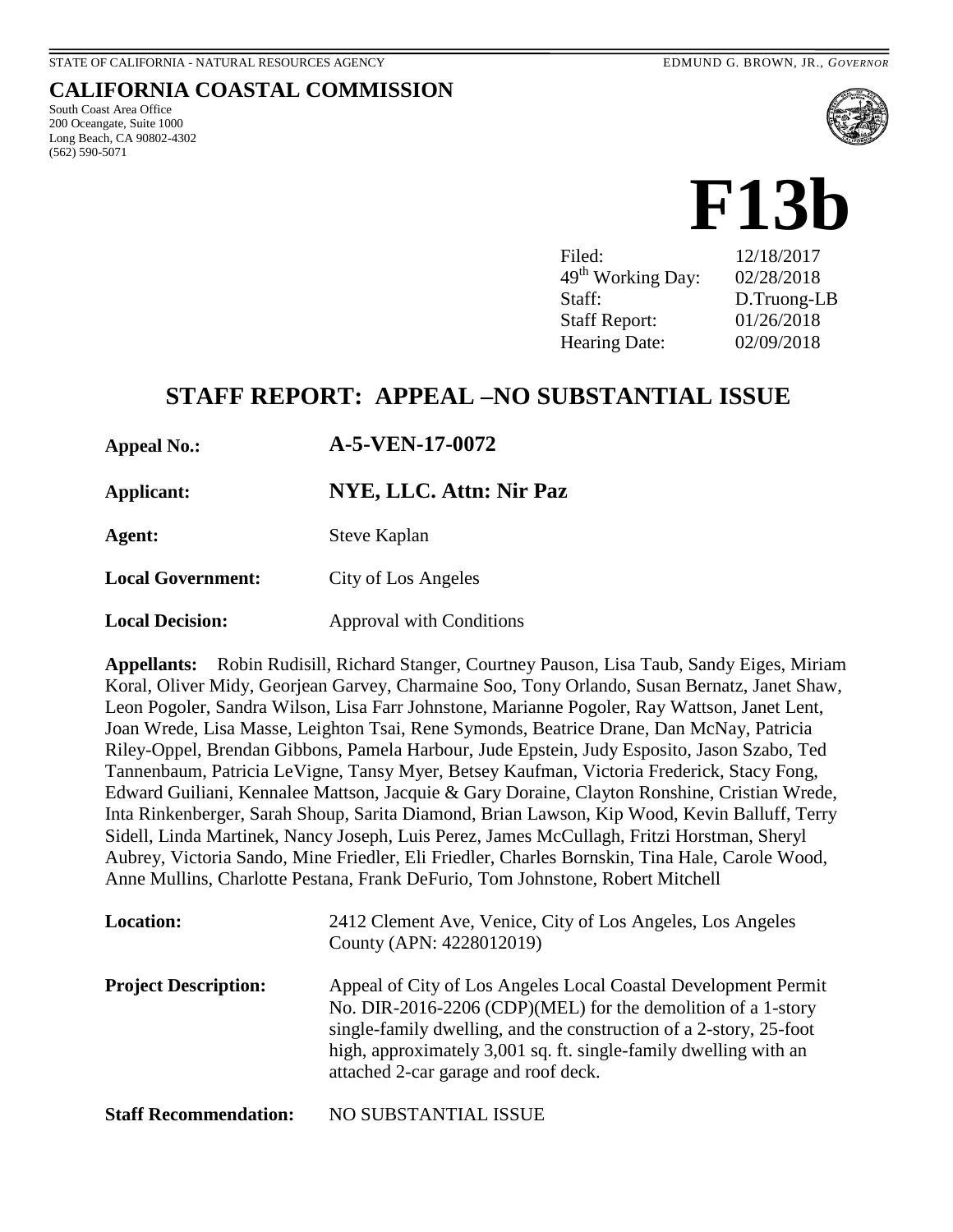STATE OF CALIFORNIA - NATURAL RESOURCES AGENCY

EDMUND G. BROWN, JR., *GOVERNOR*

# CALIFORNIA COASTAL COMMISSION

South Coast Area Office
200 Oceangate, Suite 1000
Long Beach, CA 90802-4302
(562) 590-5071

# F13b

| | |
|---|---|
| Filed: | 12/18/2017 |
| 49th Working Day: | 02/28/2018 |
| Staff: | D.Truong-LB |
| Staff Report: | 01/26/2018 |
| Hearing Date: | 02/09/2018 |

## STAFF REPORT: APPEAL –NO SUBSTANTIAL ISSUE

**Appeal No.:** **A-5-VEN-17-0072**

**Applicant:** **NYE, LLC. Attn: Nir Paz**

**Agent:** Steve Kaplan

**Local Government:** City of Los Angeles

**Local Decision:** Approval with Conditions

**Appellants:** Robin Rudisill, Richard Stanger, Courtney Pauson, Lisa Taub, Sandy Eiges, Miriam Koral, Oliver Midy, Georjean Garvey, Charmaine Soo, Tony Orlando, Susan Bernatz, Janet Shaw, Leon Pogoler, Sandra Wilson, Lisa Farr Johnstone, Marianne Pogoler, Ray Wattson, Janet Lent, Joan Wrede, Lisa Masse, Leighton Tsai, Rene Symonds, Beatrice Drane, Dan McNay, Patricia Riley-Oppel, Brendan Gibbons, Pamela Harbour, Jude Epstein, Judy Esposito, Jason Szabo, Ted Tannenbaum, Patricia LeVigne, Tansy Myer, Betsey Kaufman, Victoria Frederick, Stacy Fong, Edward Guiliani, Kennalee Mattson, Jacquie & Gary Doraine, Clayton Ronshine, Cristian Wrede, Inta Rinkenberger, Sarah Shoup, Sarita Diamond, Brian Lawson, Kip Wood, Kevin Balluff, Terry Sidell, Linda Martinek, Nancy Joseph, Luis Perez, James McCullagh, Fritzi Horstman, Sheryl Aubrey, Victoria Sando, Mine Friedler, Eli Friedler, Charles Bornskin, Tina Hale, Carole Wood, Anne Mullins, Charlotte Pestana, Frank DeFurio, Tom Johnstone, Robert Mitchell

**Location:** 2412 Clement Ave, Venice, City of Los Angeles, Los Angeles County (APN: 4228012019)

**Project Description:** Appeal of City of Los Angeles Local Coastal Development Permit No. DIR-2016-2206 (CDP)(MEL) for the demolition of a 1-story single-family dwelling, and the construction of a 2-story, 25-foot high, approximately 3,001 sq. ft. single-family dwelling with an attached 2-car garage and roof deck.

**Staff Recommendation:** NO SUBSTANTIAL ISSUE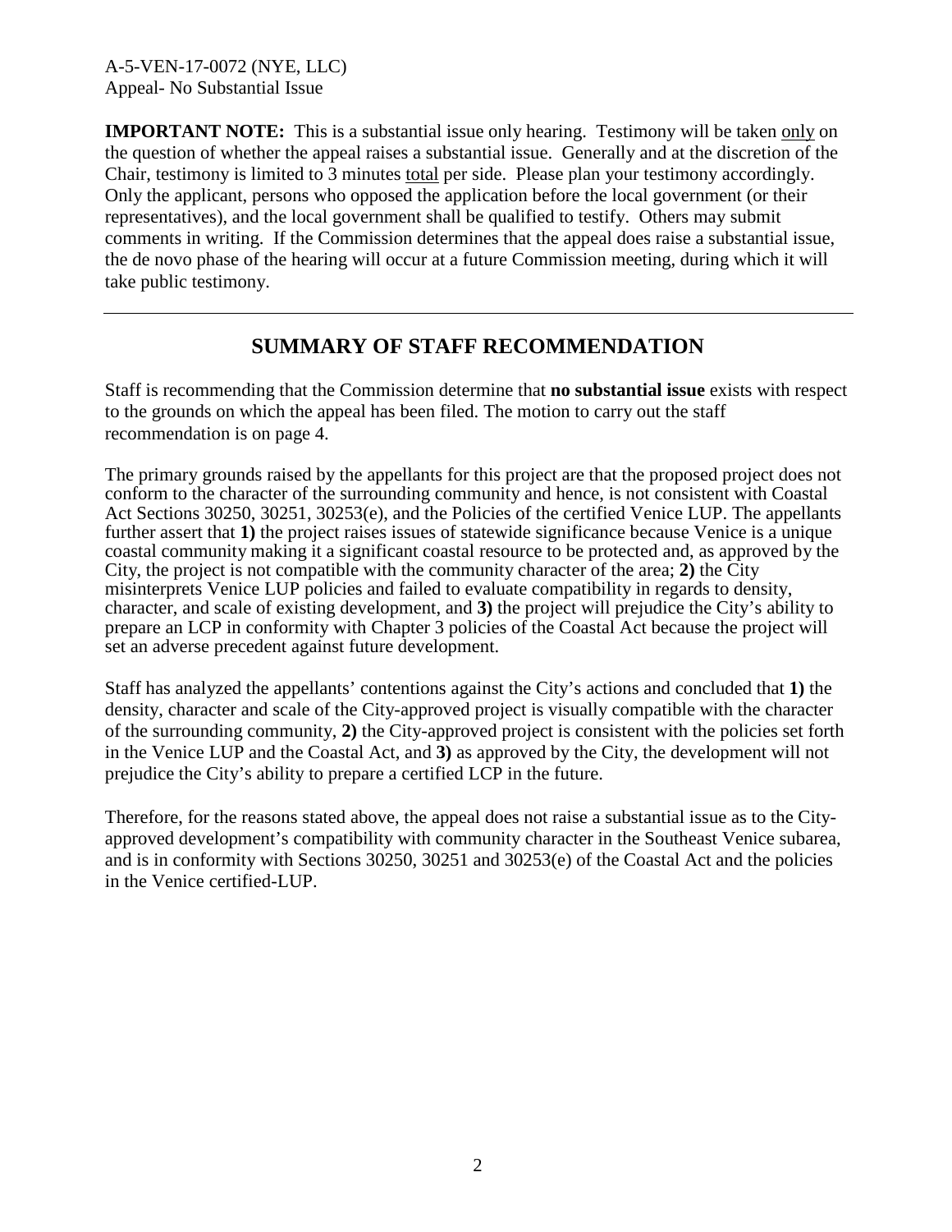**IMPORTANT NOTE:** This is a substantial issue only hearing. Testimony will be taken only on the question of whether the appeal raises a substantial issue. Generally and at the discretion of the Chair, testimony is limited to 3 minutes total per side. Please plan your testimony accordingly. Only the applicant, persons who opposed the application before the local government (or their representatives), and the local government shall be qualified to testify. Others may submit comments in writing. If the Commission determines that the appeal does raise a substantial issue, the de novo phase of the hearing will occur at a future Commission meeting, during which it will take public testimony.

---

## SUMMARY OF STAFF RECOMMENDATION

Staff is recommending that the Commission determine that **no substantial issue** exists with respect to the grounds on which the appeal has been filed. The motion to carry out the staff recommendation is on page 4.

The primary grounds raised by the appellants for this project are that the proposed project does not conform to the character of the surrounding community and hence, is not consistent with Coastal Act Sections 30250, 30251, 30253(e), and the Policies of the certified Venice LUP. The appellants further assert that **1)** the project raises issues of statewide significance because Venice is a unique coastal community making it a significant coastal resource to be protected and, as approved by the City, the project is not compatible with the community character of the area; **2)** the City misinterprets Venice LUP policies and failed to evaluate compatibility in regards to density, character, and scale of existing development, and **3)** the project will prejudice the City's ability to prepare an LCP in conformity with Chapter 3 policies of the Coastal Act because the project will set an adverse precedent against future development.

Staff has analyzed the appellants' contentions against the City's actions and concluded that **1)** the density, character and scale of the City-approved project is visually compatible with the character of the surrounding community, **2)** the City-approved project is consistent with the policies set forth in the Venice LUP and the Coastal Act, and **3)** as approved by the City, the development will not prejudice the City's ability to prepare a certified LCP in the future.

Therefore, for the reasons stated above, the appeal does not raise a substantial issue as to the City-approved development's compatibility with community character in the Southeast Venice subarea, and is in conformity with Sections 30250, 30251 and 30253(e) of the Coastal Act and the policies in the Venice certified-LUP.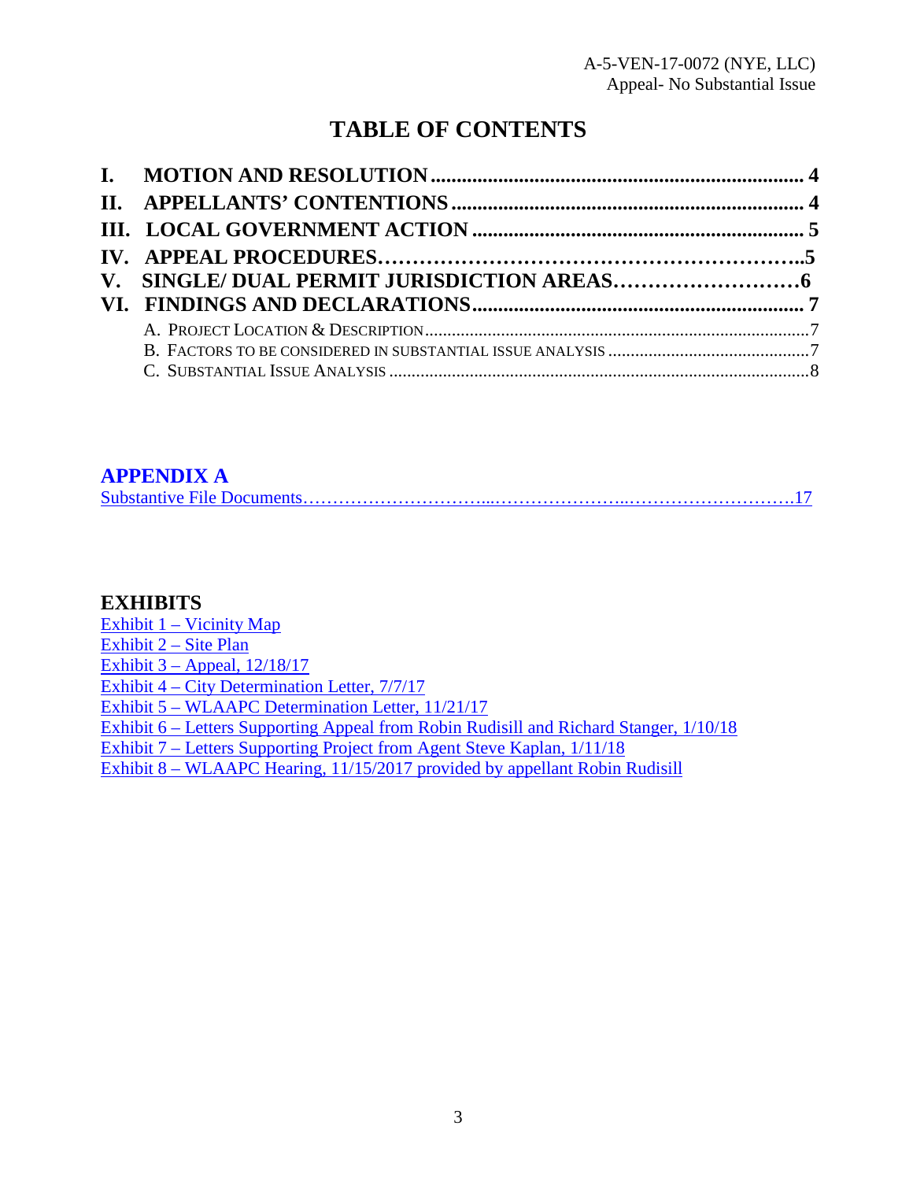# TABLE OF CONTENTS

**I. MOTION AND RESOLUTION ........................................................................ 4**

**II. APPELLANTS' CONTENTIONS .................................................................... 4**

**III. LOCAL GOVERNMENT ACTION ................................................................ 5**

**IV. APPEAL PROCEDURES…………………………………………………..5**

**V. SINGLE/ DUAL PERMIT JURISDICTION AREAS………………………6**

**VI. FINDINGS AND DECLARATIONS ............................................................... 7**

- A. PROJECT LOCATION & DESCRIPTION ..................................................................................7
- B. FACTORS TO BE CONSIDERED IN SUBSTANTIAL ISSUE ANALYSIS .............................................7
- C. SUBSTANTIAL ISSUE ANALYSIS ............................................................................................8

## APPENDIX A

Substantive File Documents…………………………...…………………...……………………….17

## EXHIBITS

Exhibit 1 – Vicinity Map
Exhibit 2 – Site Plan
Exhibit 3 – Appeal, 12/18/17
Exhibit 4 – City Determination Letter, 7/7/17
Exhibit 5 – WLAAPC Determination Letter, 11/21/17
Exhibit 6 – Letters Supporting Appeal from Robin Rudisill and Richard Stanger, 1/10/18
Exhibit 7 – Letters Supporting Project from Agent Steve Kaplan, 1/11/18
Exhibit 8 – WLAAPC Hearing, 11/15/2017 provided by appellant Robin Rudisill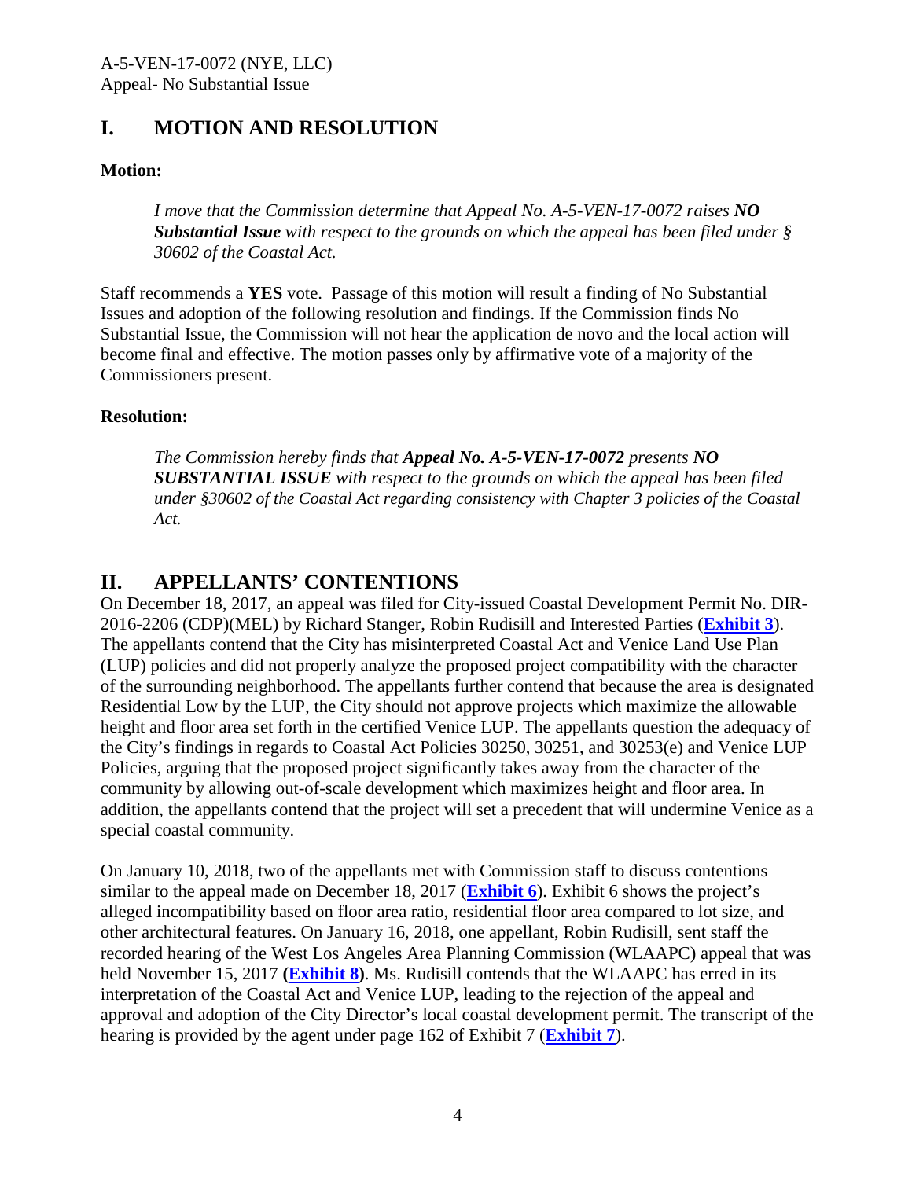# I. MOTION AND RESOLUTION

**Motion:**

> *I move that the Commission determine that Appeal No. A-5-VEN-17-0072 raises **NO Substantial Issue** with respect to the grounds on which the appeal has been filed under § 30602 of the Coastal Act.*

Staff recommends a **YES** vote. Passage of this motion will result a finding of No Substantial Issues and adoption of the following resolution and findings. If the Commission finds No Substantial Issue, the Commission will not hear the application de novo and the local action will become final and effective. The motion passes only by affirmative vote of a majority of the Commissioners present.

**Resolution:**

> *The Commission hereby finds that **Appeal No. A-5-VEN-17-0072** presents **NO SUBSTANTIAL ISSUE** with respect to the grounds on which the appeal has been filed under §30602 of the Coastal Act regarding consistency with Chapter 3 policies of the Coastal Act.*

# II. APPELLANTS' CONTENTIONS

On December 18, 2017, an appeal was filed for City-issued Coastal Development Permit No. DIR-2016-2206 (CDP)(MEL) by Richard Stanger, Robin Rudisill and Interested Parties (**Exhibit 3**). The appellants contend that the City has misinterpreted Coastal Act and Venice Land Use Plan (LUP) policies and did not properly analyze the proposed project compatibility with the character of the surrounding neighborhood. The appellants further contend that because the area is designated Residential Low by the LUP, the City should not approve projects which maximize the allowable height and floor area set forth in the certified Venice LUP. The appellants question the adequacy of the City's findings in regards to Coastal Act Policies 30250, 30251, and 30253(e) and Venice LUP Policies, arguing that the proposed project significantly takes away from the character of the community by allowing out-of-scale development which maximizes height and floor area. In addition, the appellants contend that the project will set a precedent that will undermine Venice as a special coastal community.

On January 10, 2018, two of the appellants met with Commission staff to discuss contentions similar to the appeal made on December 18, 2017 (**Exhibit 6**). Exhibit 6 shows the project's alleged incompatibility based on floor area ratio, residential floor area compared to lot size, and other architectural features. On January 16, 2018, one appellant, Robin Rudisill, sent staff the recorded hearing of the West Los Angeles Area Planning Commission (WLAAPC) appeal that was held November 15, 2017 **(Exhibit 8)**. Ms. Rudisill contends that the WLAAPC has erred in its interpretation of the Coastal Act and Venice LUP, leading to the rejection of the appeal and approval and adoption of the City Director's local coastal development permit. The transcript of the hearing is provided by the agent under page 162 of Exhibit 7 (**Exhibit 7**).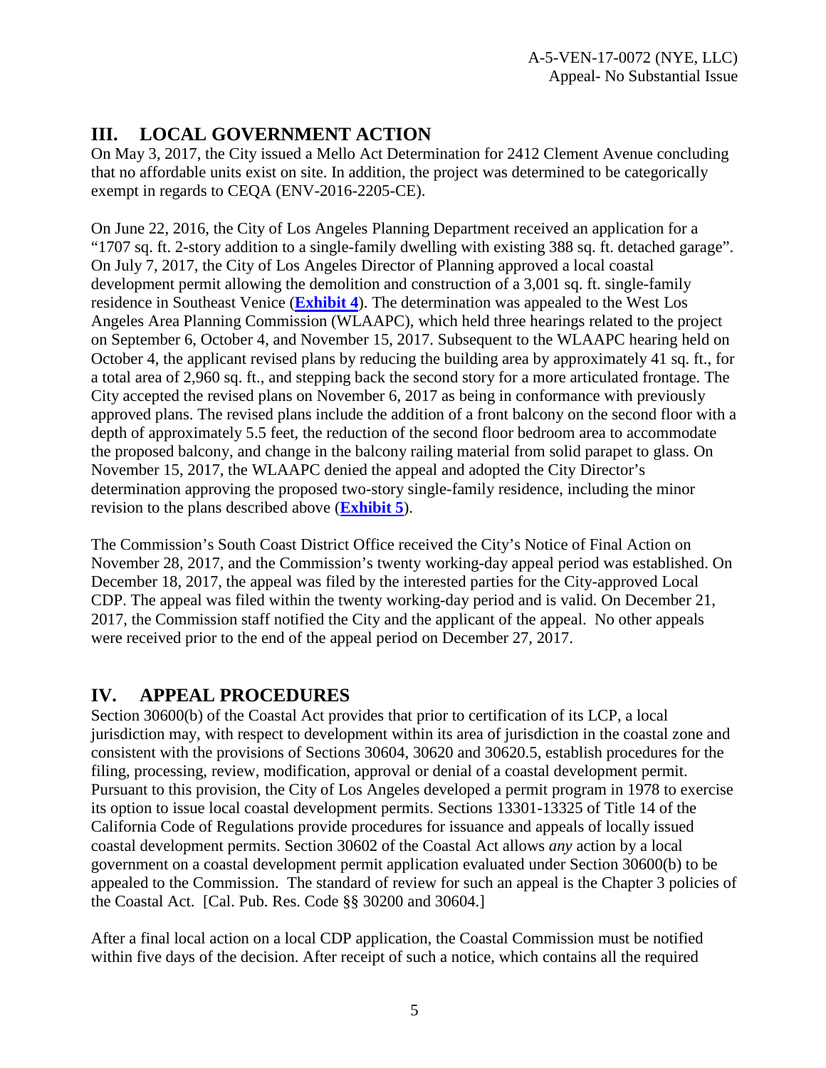## III. LOCAL GOVERNMENT ACTION

On May 3, 2017, the City issued a Mello Act Determination for 2412 Clement Avenue concluding that no affordable units exist on site. In addition, the project was determined to be categorically exempt in regards to CEQA (ENV-2016-2205-CE).

On June 22, 2016, the City of Los Angeles Planning Department received an application for a "1707 sq. ft. 2-story addition to a single-family dwelling with existing 388 sq. ft. detached garage". On July 7, 2017, the City of Los Angeles Director of Planning approved a local coastal development permit allowing the demolition and construction of a 3,001 sq. ft. single-family residence in Southeast Venice (**Exhibit 4**). The determination was appealed to the West Los Angeles Area Planning Commission (WLAAPC), which held three hearings related to the project on September 6, October 4, and November 15, 2017. Subsequent to the WLAAPC hearing held on October 4, the applicant revised plans by reducing the building area by approximately 41 sq. ft., for a total area of 2,960 sq. ft., and stepping back the second story for a more articulated frontage. The City accepted the revised plans on November 6, 2017 as being in conformance with previously approved plans. The revised plans include the addition of a front balcony on the second floor with a depth of approximately 5.5 feet, the reduction of the second floor bedroom area to accommodate the proposed balcony, and change in the balcony railing material from solid parapet to glass. On November 15, 2017, the WLAAPC denied the appeal and adopted the City Director's determination approving the proposed two-story single-family residence, including the minor revision to the plans described above (**Exhibit 5**).

The Commission's South Coast District Office received the City's Notice of Final Action on November 28, 2017, and the Commission's twenty working-day appeal period was established. On December 18, 2017, the appeal was filed by the interested parties for the City-approved Local CDP. The appeal was filed within the twenty working-day period and is valid. On December 21, 2017, the Commission staff notified the City and the applicant of the appeal. No other appeals were received prior to the end of the appeal period on December 27, 2017.

## IV. APPEAL PROCEDURES

Section 30600(b) of the Coastal Act provides that prior to certification of its LCP, a local jurisdiction may, with respect to development within its area of jurisdiction in the coastal zone and consistent with the provisions of Sections 30604, 30620 and 30620.5, establish procedures for the filing, processing, review, modification, approval or denial of a coastal development permit. Pursuant to this provision, the City of Los Angeles developed a permit program in 1978 to exercise its option to issue local coastal development permits. Sections 13301-13325 of Title 14 of the California Code of Regulations provide procedures for issuance and appeals of locally issued coastal development permits. Section 30602 of the Coastal Act allows *any* action by a local government on a coastal development permit application evaluated under Section 30600(b) to be appealed to the Commission. The standard of review for such an appeal is the Chapter 3 policies of the Coastal Act. [Cal. Pub. Res. Code §§ 30200 and 30604.]

After a final local action on a local CDP application, the Coastal Commission must be notified within five days of the decision. After receipt of such a notice, which contains all the required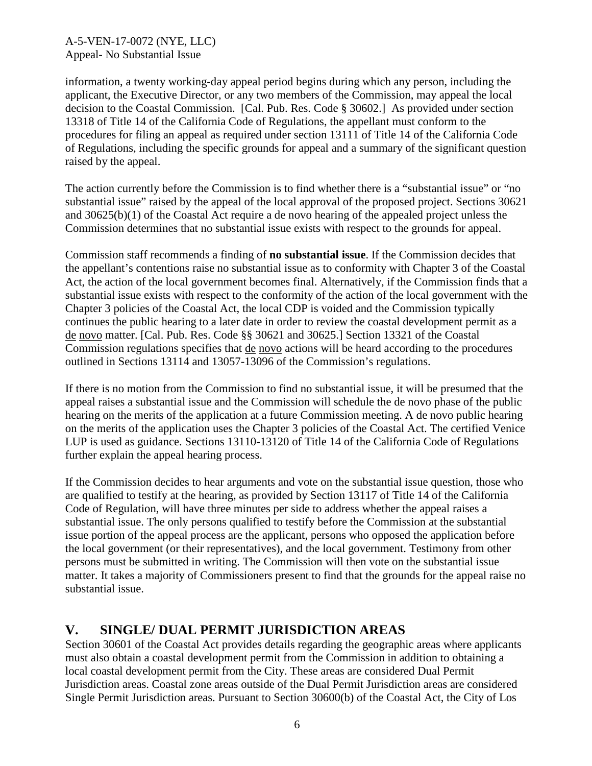information, a twenty working-day appeal period begins during which any person, including the applicant, the Executive Director, or any two members of the Commission, may appeal the local decision to the Coastal Commission. [Cal. Pub. Res. Code § 30602.] As provided under section 13318 of Title 14 of the California Code of Regulations, the appellant must conform to the procedures for filing an appeal as required under section 13111 of Title 14 of the California Code of Regulations, including the specific grounds for appeal and a summary of the significant question raised by the appeal.

The action currently before the Commission is to find whether there is a "substantial issue" or "no substantial issue" raised by the appeal of the local approval of the proposed project. Sections 30621 and 30625(b)(1) of the Coastal Act require a de novo hearing of the appealed project unless the Commission determines that no substantial issue exists with respect to the grounds for appeal.

Commission staff recommends a finding of **no substantial issue**. If the Commission decides that the appellant's contentions raise no substantial issue as to conformity with Chapter 3 of the Coastal Act, the action of the local government becomes final. Alternatively, if the Commission finds that a substantial issue exists with respect to the conformity of the action of the local government with the Chapter 3 policies of the Coastal Act, the local CDP is voided and the Commission typically continues the public hearing to a later date in order to review the coastal development permit as a de novo matter. [Cal. Pub. Res. Code §§ 30621 and 30625.] Section 13321 of the Coastal Commission regulations specifies that de novo actions will be heard according to the procedures outlined in Sections 13114 and 13057-13096 of the Commission's regulations.

If there is no motion from the Commission to find no substantial issue, it will be presumed that the appeal raises a substantial issue and the Commission will schedule the de novo phase of the public hearing on the merits of the application at a future Commission meeting. A de novo public hearing on the merits of the application uses the Chapter 3 policies of the Coastal Act. The certified Venice LUP is used as guidance. Sections 13110-13120 of Title 14 of the California Code of Regulations further explain the appeal hearing process.

If the Commission decides to hear arguments and vote on the substantial issue question, those who are qualified to testify at the hearing, as provided by Section 13117 of Title 14 of the California Code of Regulation, will have three minutes per side to address whether the appeal raises a substantial issue. The only persons qualified to testify before the Commission at the substantial issue portion of the appeal process are the applicant, persons who opposed the application before the local government (or their representatives), and the local government. Testimony from other persons must be submitted in writing. The Commission will then vote on the substantial issue matter. It takes a majority of Commissioners present to find that the grounds for the appeal raise no substantial issue.

## V. SINGLE/ DUAL PERMIT JURISDICTION AREAS

Section 30601 of the Coastal Act provides details regarding the geographic areas where applicants must also obtain a coastal development permit from the Commission in addition to obtaining a local coastal development permit from the City. These areas are considered Dual Permit Jurisdiction areas. Coastal zone areas outside of the Dual Permit Jurisdiction areas are considered Single Permit Jurisdiction areas. Pursuant to Section 30600(b) of the Coastal Act, the City of Los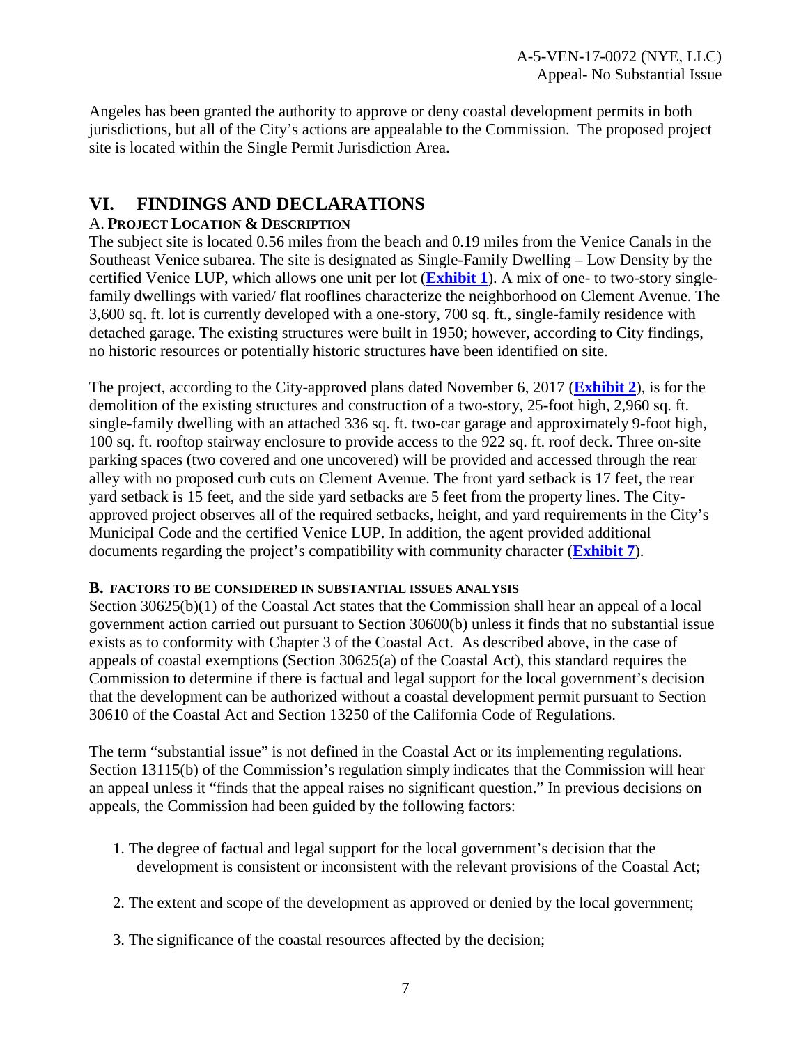Angeles has been granted the authority to approve or deny coastal development permits in both jurisdictions, but all of the City's actions are appealable to the Commission. The proposed project site is located within the Single Permit Jurisdiction Area.

# VI. FINDINGS AND DECLARATIONS

## A. PROJECT LOCATION & DESCRIPTION

The subject site is located 0.56 miles from the beach and 0.19 miles from the Venice Canals in the Southeast Venice subarea. The site is designated as Single-Family Dwelling – Low Density by the certified Venice LUP, which allows one unit per lot (**Exhibit 1**). A mix of one- to two-story single-family dwellings with varied/ flat rooflines characterize the neighborhood on Clement Avenue. The 3,600 sq. ft. lot is currently developed with a one-story, 700 sq. ft., single-family residence with detached garage. The existing structures were built in 1950; however, according to City findings, no historic resources or potentially historic structures have been identified on site.

The project, according to the City-approved plans dated November 6, 2017 (**Exhibit 2**), is for the demolition of the existing structures and construction of a two-story, 25-foot high, 2,960 sq. ft. single-family dwelling with an attached 336 sq. ft. two-car garage and approximately 9-foot high, 100 sq. ft. rooftop stairway enclosure to provide access to the 922 sq. ft. roof deck. Three on-site parking spaces (two covered and one uncovered) will be provided and accessed through the rear alley with no proposed curb cuts on Clement Avenue. The front yard setback is 17 feet, the rear yard setback is 15 feet, and the side yard setbacks are 5 feet from the property lines. The City-approved project observes all of the required setbacks, height, and yard requirements in the City's Municipal Code and the certified Venice LUP. In addition, the agent provided additional documents regarding the project's compatibility with community character (**Exhibit 7**).

## B. FACTORS TO BE CONSIDERED IN SUBSTANTIAL ISSUES ANALYSIS

Section 30625(b)(1) of the Coastal Act states that the Commission shall hear an appeal of a local government action carried out pursuant to Section 30600(b) unless it finds that no substantial issue exists as to conformity with Chapter 3 of the Coastal Act. As described above, in the case of appeals of coastal exemptions (Section 30625(a) of the Coastal Act), this standard requires the Commission to determine if there is factual and legal support for the local government's decision that the development can be authorized without a coastal development permit pursuant to Section 30610 of the Coastal Act and Section 13250 of the California Code of Regulations.

The term "substantial issue" is not defined in the Coastal Act or its implementing regulations. Section 13115(b) of the Commission's regulation simply indicates that the Commission will hear an appeal unless it "finds that the appeal raises no significant question." In previous decisions on appeals, the Commission had been guided by the following factors:

1. The degree of factual and legal support for the local government's decision that the development is consistent or inconsistent with the relevant provisions of the Coastal Act;

2. The extent and scope of the development as approved or denied by the local government;

3. The significance of the coastal resources affected by the decision;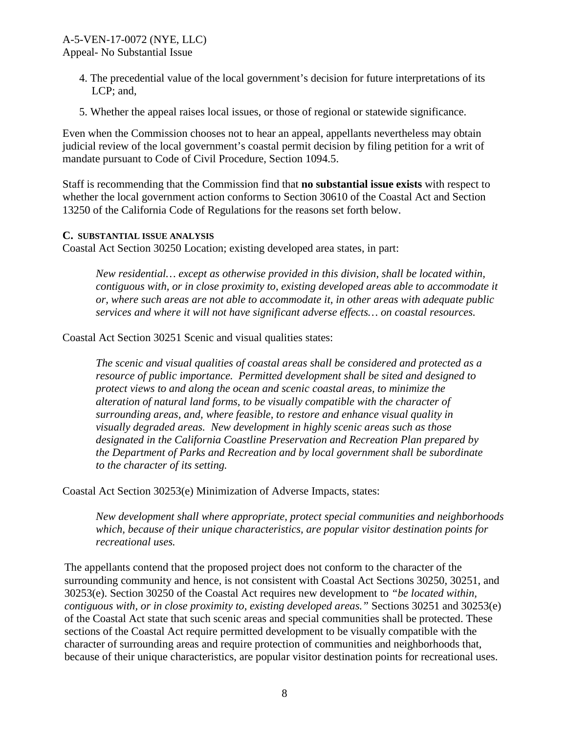4. The precedential value of the local government's decision for future interpretations of its LCP; and,

5. Whether the appeal raises local issues, or those of regional or statewide significance.

Even when the Commission chooses not to hear an appeal, appellants nevertheless may obtain judicial review of the local government's coastal permit decision by filing petition for a writ of mandate pursuant to Code of Civil Procedure, Section 1094.5.

Staff is recommending that the Commission find that **no substantial issue exists** with respect to whether the local government action conforms to Section 30610 of the Coastal Act and Section 13250 of the California Code of Regulations for the reasons set forth below.

### C. SUBSTANTIAL ISSUE ANALYSIS

Coastal Act Section 30250 Location; existing developed area states, in part:

> *New residential… except as otherwise provided in this division, shall be located within, contiguous with, or in close proximity to, existing developed areas able to accommodate it or, where such areas are not able to accommodate it, in other areas with adequate public services and where it will not have significant adverse effects… on coastal resources.*

Coastal Act Section 30251 Scenic and visual qualities states:

> *The scenic and visual qualities of coastal areas shall be considered and protected as a resource of public importance. Permitted development shall be sited and designed to protect views to and along the ocean and scenic coastal areas, to minimize the alteration of natural land forms, to be visually compatible with the character of surrounding areas, and, where feasible, to restore and enhance visual quality in visually degraded areas. New development in highly scenic areas such as those designated in the California Coastline Preservation and Recreation Plan prepared by the Department of Parks and Recreation and by local government shall be subordinate to the character of its setting.*

Coastal Act Section 30253(e) Minimization of Adverse Impacts, states:

> *New development shall where appropriate, protect special communities and neighborhoods which, because of their unique characteristics, are popular visitor destination points for recreational uses.*

The appellants contend that the proposed project does not conform to the character of the surrounding community and hence, is not consistent with Coastal Act Sections 30250, 30251, and 30253(e). Section 30250 of the Coastal Act requires new development to *"be located within, contiguous with, or in close proximity to, existing developed areas."* Sections 30251 and 30253(e) of the Coastal Act state that such scenic areas and special communities shall be protected. These sections of the Coastal Act require permitted development to be visually compatible with the character of surrounding areas and require protection of communities and neighborhoods that, because of their unique characteristics, are popular visitor destination points for recreational uses.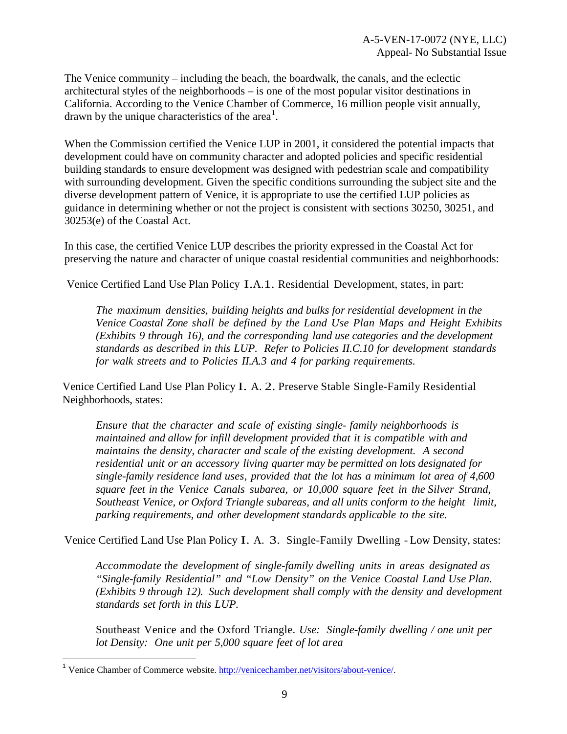The Venice community – including the beach, the boardwalk, the canals, and the eclectic architectural styles of the neighborhoods – is one of the most popular visitor destinations in California. According to the Venice Chamber of Commerce, 16 million people visit annually, drawn by the unique characteristics of the area[1].

When the Commission certified the Venice LUP in 2001, it considered the potential impacts that development could have on community character and adopted policies and specific residential building standards to ensure development was designed with pedestrian scale and compatibility with surrounding development. Given the specific conditions surrounding the subject site and the diverse development pattern of Venice, it is appropriate to use the certified LUP policies as guidance in determining whether or not the project is consistent with sections 30250, 30251, and 30253(e) of the Coastal Act.

In this case, the certified Venice LUP describes the priority expressed in the Coastal Act for preserving the nature and character of unique coastal residential communities and neighborhoods:

Venice Certified Land Use Plan Policy I.A.1. Residential Development, states, in part:

> *The maximum densities, building heights and bulks for residential development in the Venice Coastal Zone shall be defined by the Land Use Plan Maps and Height Exhibits (Exhibits 9 through 16), and the corresponding land use categories and the development standards as described in this LUP. Refer to Policies II.C.10 for development standards for walk streets and to Policies II.A.3 and 4 for parking requirements.*

Venice Certified Land Use Plan Policy I. A. 2. Preserve Stable Single-Family Residential Neighborhoods, states:

> *Ensure that the character and scale of existing single- family neighborhoods is maintained and allow for infill development provided that it is compatible with and maintains the density, character and scale of the existing development. A second residential unit or an accessory living quarter may be permitted on lots designated for single-family residence land uses, provided that the lot has a minimum lot area of 4,600 square feet in the Venice Canals subarea, or 10,000 square feet in the Silver Strand, Southeast Venice, or Oxford Triangle subareas, and all units conform to the height limit, parking requirements, and other development standards applicable to the site.*

Venice Certified Land Use Plan Policy I. A. 3. Single-Family Dwelling - Low Density, states:

> *Accommodate the development of single-family dwelling units in areas designated as "Single-family Residential" and "Low Density" on the Venice Coastal Land Use Plan. (Exhibits 9 through 12). Such development shall comply with the density and development standards set forth in this LUP.*
>
> Southeast Venice and the Oxford Triangle. *Use: Single-family dwelling / one unit per lot Density: One unit per 5,000 square feet of lot area*

---

[1] Venice Chamber of Commerce website. http://venicechamber.net/visitors/about-venice/.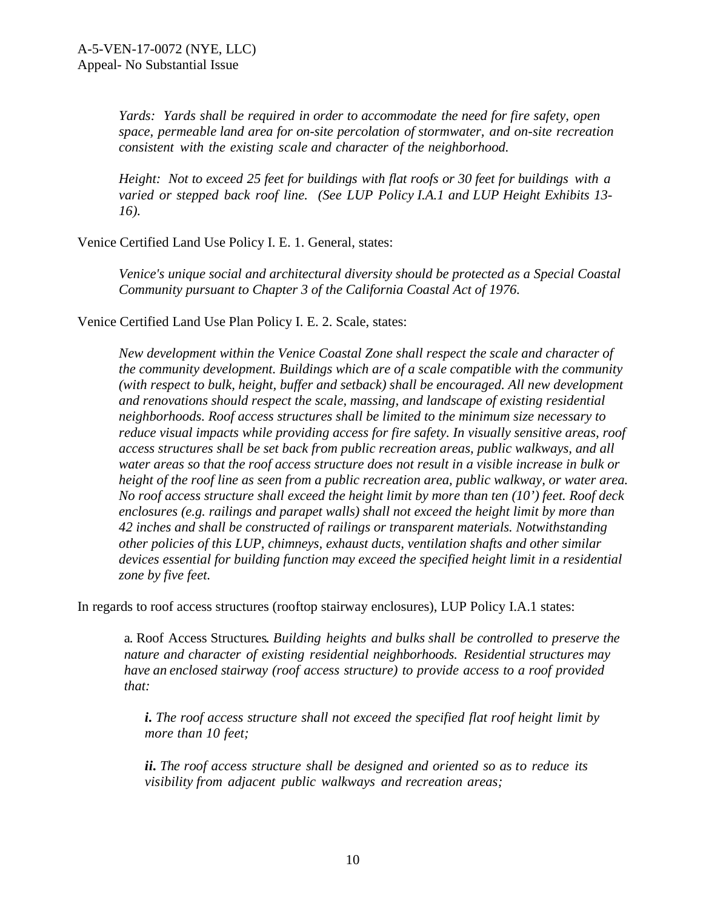*Yards: Yards shall be required in order to accommodate the need for fire safety, open space, permeable land area for on-site percolation of stormwater, and on-site recreation consistent with the existing scale and character of the neighborhood.*

*Height: Not to exceed 25 feet for buildings with flat roofs or 30 feet for buildings with a varied or stepped back roof line. (See LUP Policy I.A.1 and LUP Height Exhibits 13-16).*

Venice Certified Land Use Policy I. E. 1. General, states:

*Venice's unique social and architectural diversity should be protected as a Special Coastal Community pursuant to Chapter 3 of the California Coastal Act of 1976.*

Venice Certified Land Use Plan Policy I. E. 2. Scale, states:

*New development within the Venice Coastal Zone shall respect the scale and character of the community development. Buildings which are of a scale compatible with the community (with respect to bulk, height, buffer and setback) shall be encouraged. All new development and renovations should respect the scale, massing, and landscape of existing residential neighborhoods. Roof access structures shall be limited to the minimum size necessary to reduce visual impacts while providing access for fire safety. In visually sensitive areas, roof access structures shall be set back from public recreation areas, public walkways, and all water areas so that the roof access structure does not result in a visible increase in bulk or height of the roof line as seen from a public recreation area, public walkway, or water area. No roof access structure shall exceed the height limit by more than ten (10') feet. Roof deck enclosures (e.g. railings and parapet walls) shall not exceed the height limit by more than 42 inches and shall be constructed of railings or transparent materials. Notwithstanding other policies of this LUP, chimneys, exhaust ducts, ventilation shafts and other similar devices essential for building function may exceed the specified height limit in a residential zone by five feet.*

In regards to roof access structures (rooftop stairway enclosures), LUP Policy I.A.1 states:

a. Roof Access Structures. *Building heights and bulks shall be controlled to preserve the nature and character of existing residential neighborhoods. Residential structures may have an enclosed stairway (roof access structure) to provide access to a roof provided that:*

***i.*** *The roof access structure shall not exceed the specified flat roof height limit by more than 10 feet;*

***ii.*** *The roof access structure shall be designed and oriented so as to reduce its visibility from adjacent public walkways and recreation areas;*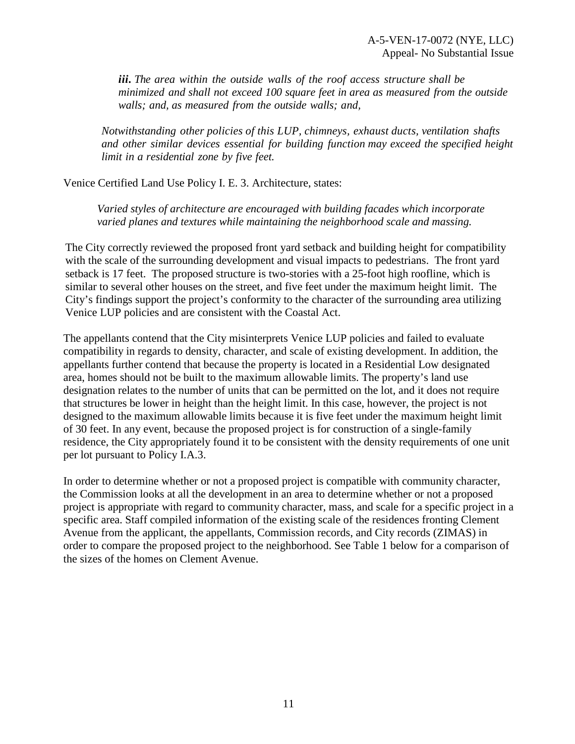*__iii.__ The area within the outside walls of the roof access structure shall be minimized and shall not exceed 100 square feet in area as measured from the outside walls; and, as measured from the outside walls; and,*

*Notwithstanding other policies of this LUP, chimneys, exhaust ducts, ventilation shafts and other similar devices essential for building function may exceed the specified height limit in a residential zone by five feet.*

Venice Certified Land Use Policy I. E. 3. Architecture, states:

*Varied styles of architecture are encouraged with building facades which incorporate varied planes and textures while maintaining the neighborhood scale and massing.*

The City correctly reviewed the proposed front yard setback and building height for compatibility with the scale of the surrounding development and visual impacts to pedestrians. The front yard setback is 17 feet. The proposed structure is two-stories with a 25-foot high roofline, which is similar to several other houses on the street, and five feet under the maximum height limit. The City's findings support the project's conformity to the character of the surrounding area utilizing Venice LUP policies and are consistent with the Coastal Act.

The appellants contend that the City misinterprets Venice LUP policies and failed to evaluate compatibility in regards to density, character, and scale of existing development. In addition, the appellants further contend that because the property is located in a Residential Low designated area, homes should not be built to the maximum allowable limits. The property's land use designation relates to the number of units that can be permitted on the lot, and it does not require that structures be lower in height than the height limit. In this case, however, the project is not designed to the maximum allowable limits because it is five feet under the maximum height limit of 30 feet. In any event, because the proposed project is for construction of a single-family residence, the City appropriately found it to be consistent with the density requirements of one unit per lot pursuant to Policy I.A.3.

In order to determine whether or not a proposed project is compatible with community character, the Commission looks at all the development in an area to determine whether or not a proposed project is appropriate with regard to community character, mass, and scale for a specific project in a specific area. Staff compiled information of the existing scale of the residences fronting Clement Avenue from the applicant, the appellants, Commission records, and City records (ZIMAS) in order to compare the proposed project to the neighborhood. See Table 1 below for a comparison of the sizes of the homes on Clement Avenue.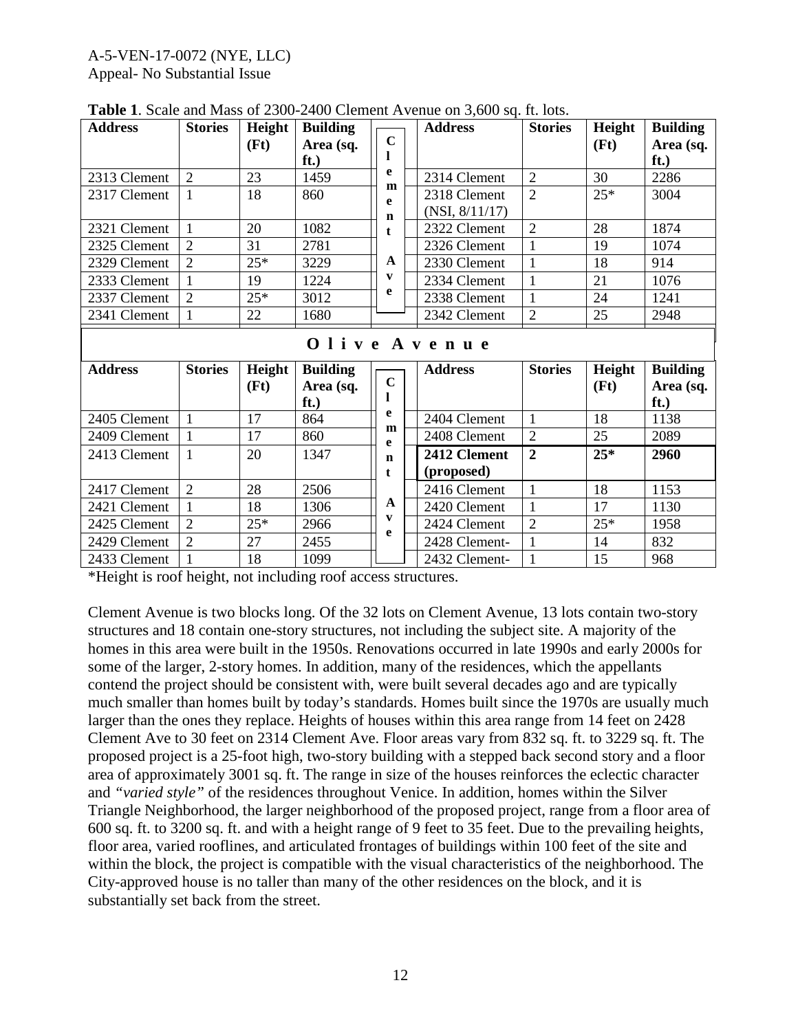**Table 1**. Scale and Mass of 2300-2400 Clement Avenue on 3,600 sq. ft. lots.

| Address | Stories | Height (Ft) | Building Area (sq. ft.) | | Address | Stories | Height (Ft) | Building Area (sq. ft.) |
|---|---|---|---|---|---|---|---|---|
| 2313 Clement | 2 | 23 | 1459 | Clement Ave | 2314 Clement | 2 | 30 | 2286 |
| 2317 Clement | 1 | 18 | 860 | | 2318 Clement (NSI, 8/11/17) | 2 | 25* | 3004 |
| 2321 Clement | 1 | 20 | 1082 | | 2322 Clement | 2 | 28 | 1874 |
| 2325 Clement | 2 | 31 | 2781 | | 2326 Clement | 1 | 19 | 1074 |
| 2329 Clement | 2 | 25* | 3229 | | 2330 Clement | 1 | 18 | 914 |
| 2333 Clement | 1 | 19 | 1224 | | 2334 Clement | 1 | 21 | 1076 |
| 2337 Clement | 2 | 25* | 3012 | | 2338 Clement | 1 | 24 | 1241 |
| 2341 Clement | 1 | 22 | 1680 | | 2342 Clement | 2 | 25 | 2948 |
| **Olive Avenue** | | | | | | | | |
| **Address** | **Stories** | **Height (Ft)** | **Building Area (sq. ft.)** | | **Address** | **Stories** | **Height (Ft)** | **Building Area (sq. ft.)** |
| 2405 Clement | 1 | 17 | 864 | Clement Ave | 2404 Clement | 1 | 18 | 1138 |
| 2409 Clement | 1 | 17 | 860 | | 2408 Clement | 2 | 25 | 2089 |
| 2413 Clement | 1 | 20 | 1347 | | **2412 Clement (proposed)** | **2** | **25*** | **2960** |
| 2417 Clement | 2 | 28 | 2506 | | 2416 Clement | 1 | 18 | 1153 |
| 2421 Clement | 1 | 18 | 1306 | | 2420 Clement | 1 | 17 | 1130 |
| 2425 Clement | 2 | 25* | 2966 | | 2424 Clement | 2 | 25* | 1958 |
| 2429 Clement | 2 | 27 | 2455 | | 2428 Clement- | 1 | 14 | 832 |
| 2433 Clement | 1 | 18 | 1099 | | 2432 Clement- | 1 | 15 | 968 |

*Height is roof height, not including roof access structures.

Clement Avenue is two blocks long. Of the 32 lots on Clement Avenue, 13 lots contain two-story structures and 18 contain one-story structures, not including the subject site. A majority of the homes in this area were built in the 1950s. Renovations occurred in late 1990s and early 2000s for some of the larger, 2-story homes. In addition, many of the residences, which the appellants contend the project should be consistent with, were built several decades ago and are typically much smaller than homes built by today's standards. Homes built since the 1970s are usually much larger than the ones they replace. Heights of houses within this area range from 14 feet on 2428 Clement Ave to 30 feet on 2314 Clement Ave. Floor areas vary from 832 sq. ft. to 3229 sq. ft. The proposed project is a 25-foot high, two-story building with a stepped back second story and a floor area of approximately 3001 sq. ft. The range in size of the houses reinforces the eclectic character and *"varied style"* of the residences throughout Venice. In addition, homes within the Silver Triangle Neighborhood, the larger neighborhood of the proposed project, range from a floor area of 600 sq. ft. to 3200 sq. ft. and with a height range of 9 feet to 35 feet. Due to the prevailing heights, floor area, varied rooflines, and articulated frontages of buildings within 100 feet of the site and within the block, the project is compatible with the visual characteristics of the neighborhood. The City-approved house is no taller than many of the other residences on the block, and it is substantially set back from the street.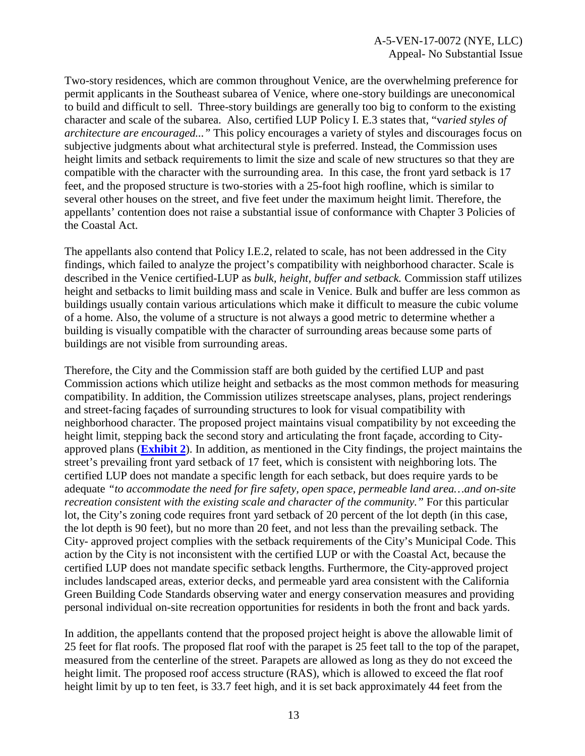Two-story residences, which are common throughout Venice, are the overwhelming preference for permit applicants in the Southeast subarea of Venice, where one-story buildings are uneconomical to build and difficult to sell. Three-story buildings are generally too big to conform to the existing character and scale of the subarea. Also, certified LUP Policy I. E.3 states that, "v*aried styles of architecture are encouraged..."* This policy encourages a variety of styles and discourages focus on subjective judgments about what architectural style is preferred. Instead, the Commission uses height limits and setback requirements to limit the size and scale of new structures so that they are compatible with the character with the surrounding area. In this case, the front yard setback is 17 feet, and the proposed structure is two-stories with a 25-foot high roofline, which is similar to several other houses on the street, and five feet under the maximum height limit. Therefore, the appellants' contention does not raise a substantial issue of conformance with Chapter 3 Policies of the Coastal Act.

The appellants also contend that Policy I.E.2, related to scale, has not been addressed in the City findings, which failed to analyze the project's compatibility with neighborhood character. Scale is described in the Venice certified-LUP as *bulk, height, buffer and setback.* Commission staff utilizes height and setbacks to limit building mass and scale in Venice. Bulk and buffer are less common as buildings usually contain various articulations which make it difficult to measure the cubic volume of a home. Also, the volume of a structure is not always a good metric to determine whether a building is visually compatible with the character of surrounding areas because some parts of buildings are not visible from surrounding areas.

Therefore, the City and the Commission staff are both guided by the certified LUP and past Commission actions which utilize height and setbacks as the most common methods for measuring compatibility. In addition, the Commission utilizes streetscape analyses, plans, project renderings and street-facing façades of surrounding structures to look for visual compatibility with neighborhood character. The proposed project maintains visual compatibility by not exceeding the height limit, stepping back the second story and articulating the front façade, according to City-approved plans (**Exhibit 2**). In addition, as mentioned in the City findings, the project maintains the street's prevailing front yard setback of 17 feet, which is consistent with neighboring lots. The certified LUP does not mandate a specific length for each setback, but does require yards to be adequate *"to accommodate the need for fire safety, open space, permeable land area…and on-site recreation consistent with the existing scale and character of the community."* For this particular lot, the City's zoning code requires front yard setback of 20 percent of the lot depth (in this case, the lot depth is 90 feet), but no more than 20 feet, and not less than the prevailing setback. The City- approved project complies with the setback requirements of the City's Municipal Code. This action by the City is not inconsistent with the certified LUP or with the Coastal Act, because the certified LUP does not mandate specific setback lengths. Furthermore, the City-approved project includes landscaped areas, exterior decks, and permeable yard area consistent with the California Green Building Code Standards observing water and energy conservation measures and providing personal individual on-site recreation opportunities for residents in both the front and back yards.

In addition, the appellants contend that the proposed project height is above the allowable limit of 25 feet for flat roofs. The proposed flat roof with the parapet is 25 feet tall to the top of the parapet, measured from the centerline of the street. Parapets are allowed as long as they do not exceed the height limit. The proposed roof access structure (RAS), which is allowed to exceed the flat roof height limit by up to ten feet, is 33.7 feet high, and it is set back approximately 44 feet from the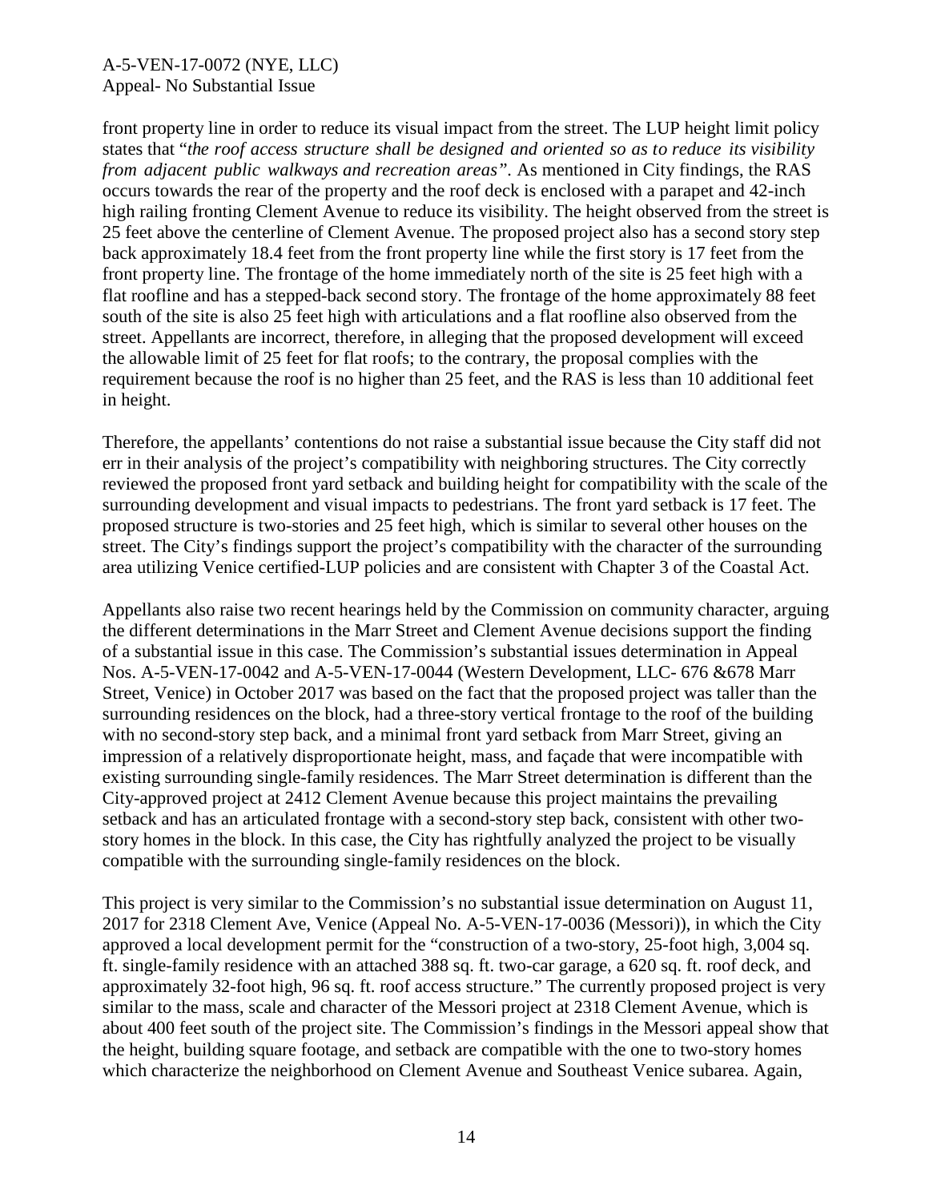front property line in order to reduce its visual impact from the street. The LUP height limit policy states that "*the roof access structure shall be designed and oriented so as to reduce its visibility from adjacent public walkways and recreation areas"*. As mentioned in City findings, the RAS occurs towards the rear of the property and the roof deck is enclosed with a parapet and 42-inch high railing fronting Clement Avenue to reduce its visibility. The height observed from the street is 25 feet above the centerline of Clement Avenue. The proposed project also has a second story step back approximately 18.4 feet from the front property line while the first story is 17 feet from the front property line. The frontage of the home immediately north of the site is 25 feet high with a flat roofline and has a stepped-back second story. The frontage of the home approximately 88 feet south of the site is also 25 feet high with articulations and a flat roofline also observed from the street. Appellants are incorrect, therefore, in alleging that the proposed development will exceed the allowable limit of 25 feet for flat roofs; to the contrary, the proposal complies with the requirement because the roof is no higher than 25 feet, and the RAS is less than 10 additional feet in height.

Therefore, the appellants' contentions do not raise a substantial issue because the City staff did not err in their analysis of the project's compatibility with neighboring structures. The City correctly reviewed the proposed front yard setback and building height for compatibility with the scale of the surrounding development and visual impacts to pedestrians. The front yard setback is 17 feet. The proposed structure is two-stories and 25 feet high, which is similar to several other houses on the street. The City's findings support the project's compatibility with the character of the surrounding area utilizing Venice certified-LUP policies and are consistent with Chapter 3 of the Coastal Act.

Appellants also raise two recent hearings held by the Commission on community character, arguing the different determinations in the Marr Street and Clement Avenue decisions support the finding of a substantial issue in this case. The Commission's substantial issues determination in Appeal Nos. A-5-VEN-17-0042 and A-5-VEN-17-0044 (Western Development, LLC- 676 &678 Marr Street, Venice) in October 2017 was based on the fact that the proposed project was taller than the surrounding residences on the block, had a three-story vertical frontage to the roof of the building with no second-story step back, and a minimal front yard setback from Marr Street, giving an impression of a relatively disproportionate height, mass, and façade that were incompatible with existing surrounding single-family residences. The Marr Street determination is different than the City-approved project at 2412 Clement Avenue because this project maintains the prevailing setback and has an articulated frontage with a second-story step back, consistent with other two-story homes in the block. In this case, the City has rightfully analyzed the project to be visually compatible with the surrounding single-family residences on the block.

This project is very similar to the Commission's no substantial issue determination on August 11, 2017 for 2318 Clement Ave, Venice (Appeal No. A-5-VEN-17-0036 (Messori)), in which the City approved a local development permit for the "construction of a two-story, 25-foot high, 3,004 sq. ft. single-family residence with an attached 388 sq. ft. two-car garage, a 620 sq. ft. roof deck, and approximately 32-foot high, 96 sq. ft. roof access structure." The currently proposed project is very similar to the mass, scale and character of the Messori project at 2318 Clement Avenue, which is about 400 feet south of the project site. The Commission's findings in the Messori appeal show that the height, building square footage, and setback are compatible with the one to two-story homes which characterize the neighborhood on Clement Avenue and Southeast Venice subarea. Again,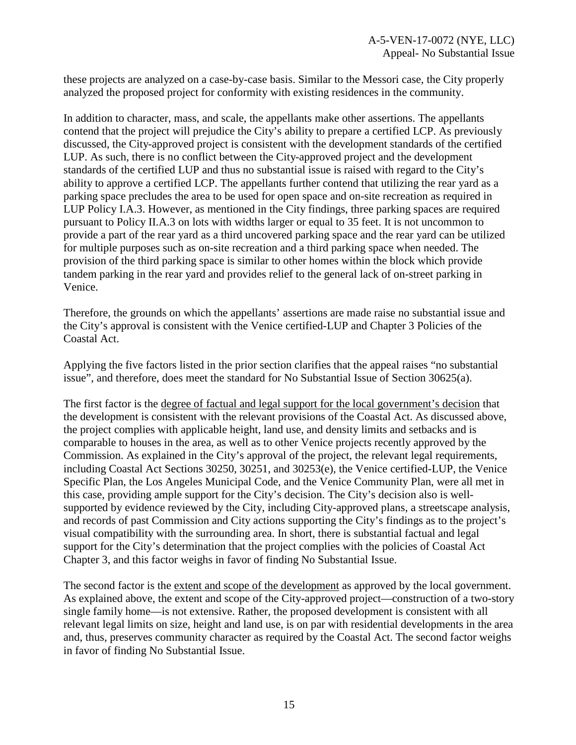these projects are analyzed on a case-by-case basis. Similar to the Messori case, the City properly analyzed the proposed project for conformity with existing residences in the community.

In addition to character, mass, and scale, the appellants make other assertions. The appellants contend that the project will prejudice the City's ability to prepare a certified LCP. As previously discussed, the City-approved project is consistent with the development standards of the certified LUP. As such, there is no conflict between the City-approved project and the development standards of the certified LUP and thus no substantial issue is raised with regard to the City's ability to approve a certified LCP. The appellants further contend that utilizing the rear yard as a parking space precludes the area to be used for open space and on-site recreation as required in LUP Policy I.A.3. However, as mentioned in the City findings, three parking spaces are required pursuant to Policy II.A.3 on lots with widths larger or equal to 35 feet. It is not uncommon to provide a part of the rear yard as a third uncovered parking space and the rear yard can be utilized for multiple purposes such as on-site recreation and a third parking space when needed. The provision of the third parking space is similar to other homes within the block which provide tandem parking in the rear yard and provides relief to the general lack of on-street parking in Venice.

Therefore, the grounds on which the appellants' assertions are made raise no substantial issue and the City's approval is consistent with the Venice certified-LUP and Chapter 3 Policies of the Coastal Act.

Applying the five factors listed in the prior section clarifies that the appeal raises "no substantial issue", and therefore, does meet the standard for No Substantial Issue of Section 30625(a).

The first factor is the <u>degree of factual and legal support for the local government's decision</u> that the development is consistent with the relevant provisions of the Coastal Act. As discussed above, the project complies with applicable height, land use, and density limits and setbacks and is comparable to houses in the area, as well as to other Venice projects recently approved by the Commission. As explained in the City's approval of the project, the relevant legal requirements, including Coastal Act Sections 30250, 30251, and 30253(e), the Venice certified-LUP, the Venice Specific Plan, the Los Angeles Municipal Code, and the Venice Community Plan, were all met in this case, providing ample support for the City's decision. The City's decision also is well-supported by evidence reviewed by the City, including City-approved plans, a streetscape analysis, and records of past Commission and City actions supporting the City's findings as to the project's visual compatibility with the surrounding area. In short, there is substantial factual and legal support for the City's determination that the project complies with the policies of Coastal Act Chapter 3, and this factor weighs in favor of finding No Substantial Issue.

The second factor is the <u>extent and scope of the development</u> as approved by the local government. As explained above, the extent and scope of the City-approved project—construction of a two-story single family home—is not extensive. Rather, the proposed development is consistent with all relevant legal limits on size, height and land use, is on par with residential developments in the area and, thus, preserves community character as required by the Coastal Act. The second factor weighs in favor of finding No Substantial Issue.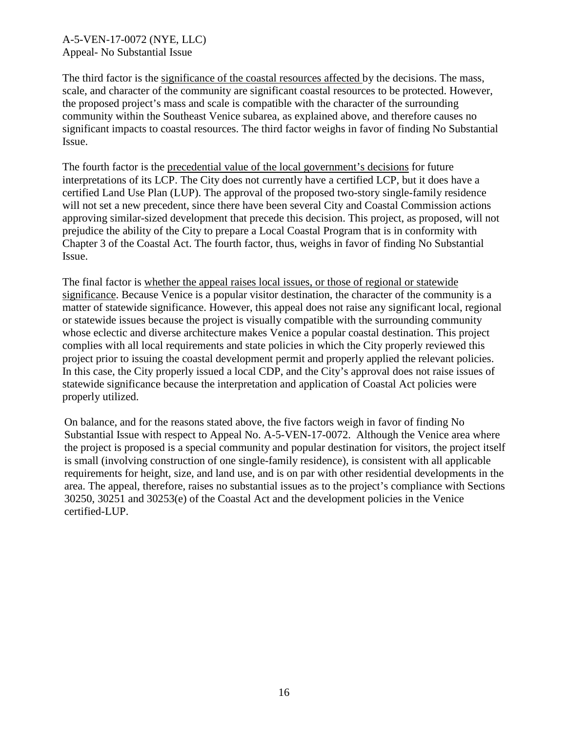The third factor is the significance of the coastal resources affected by the decisions. The mass, scale, and character of the community are significant coastal resources to be protected. However, the proposed project's mass and scale is compatible with the character of the surrounding community within the Southeast Venice subarea, as explained above, and therefore causes no significant impacts to coastal resources. The third factor weighs in favor of finding No Substantial Issue.

The fourth factor is the precedential value of the local government's decisions for future interpretations of its LCP. The City does not currently have a certified LCP, but it does have a certified Land Use Plan (LUP). The approval of the proposed two-story single-family residence will not set a new precedent, since there have been several City and Coastal Commission actions approving similar-sized development that precede this decision. This project, as proposed, will not prejudice the ability of the City to prepare a Local Coastal Program that is in conformity with Chapter 3 of the Coastal Act. The fourth factor, thus, weighs in favor of finding No Substantial Issue.

The final factor is whether the appeal raises local issues, or those of regional or statewide significance. Because Venice is a popular visitor destination, the character of the community is a matter of statewide significance. However, this appeal does not raise any significant local, regional or statewide issues because the project is visually compatible with the surrounding community whose eclectic and diverse architecture makes Venice a popular coastal destination. This project complies with all local requirements and state policies in which the City properly reviewed this project prior to issuing the coastal development permit and properly applied the relevant policies. In this case, the City properly issued a local CDP, and the City's approval does not raise issues of statewide significance because the interpretation and application of Coastal Act policies were properly utilized.

On balance, and for the reasons stated above, the five factors weigh in favor of finding No Substantial Issue with respect to Appeal No. A-5-VEN-17-0072. Although the Venice area where the project is proposed is a special community and popular destination for visitors, the project itself is small (involving construction of one single-family residence), is consistent with all applicable requirements for height, size, and land use, and is on par with other residential developments in the area. The appeal, therefore, raises no substantial issues as to the project's compliance with Sections 30250, 30251 and 30253(e) of the Coastal Act and the development policies in the Venice certified-LUP.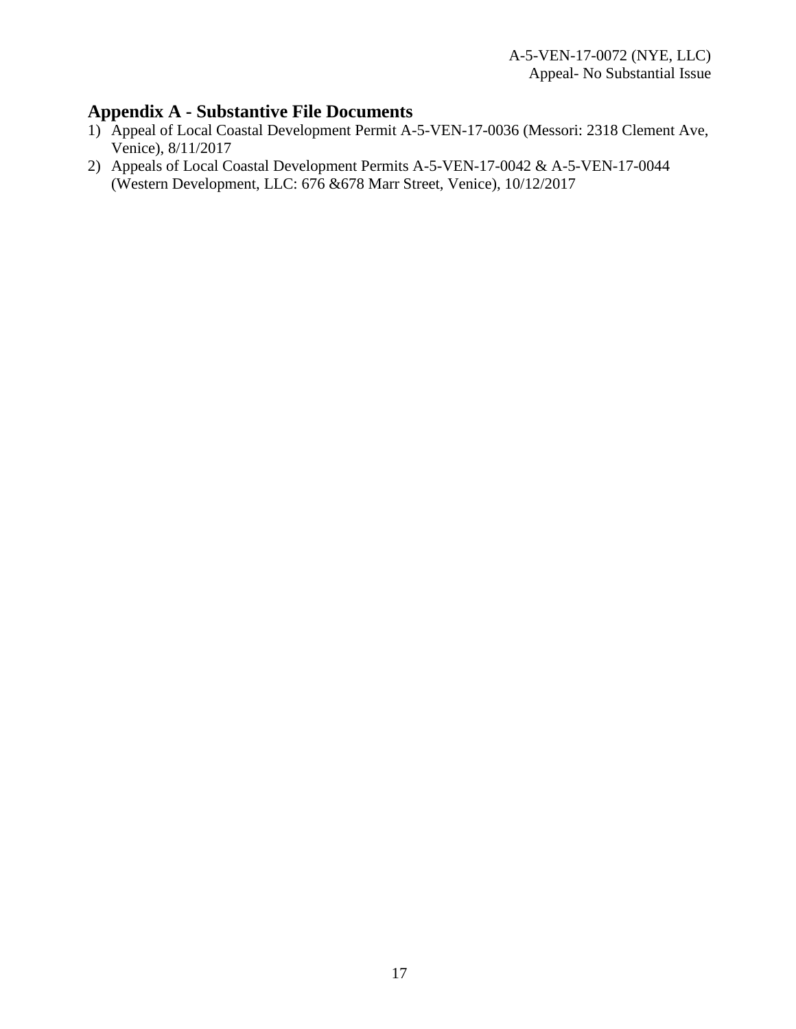## Appendix A - Substantive File Documents

1) Appeal of Local Coastal Development Permit A-5-VEN-17-0036 (Messori: 2318 Clement Ave, Venice), 8/11/2017
2) Appeals of Local Coastal Development Permits A-5-VEN-17-0042 & A-5-VEN-17-0044 (Western Development, LLC: 676 &678 Marr Street, Venice), 10/12/2017